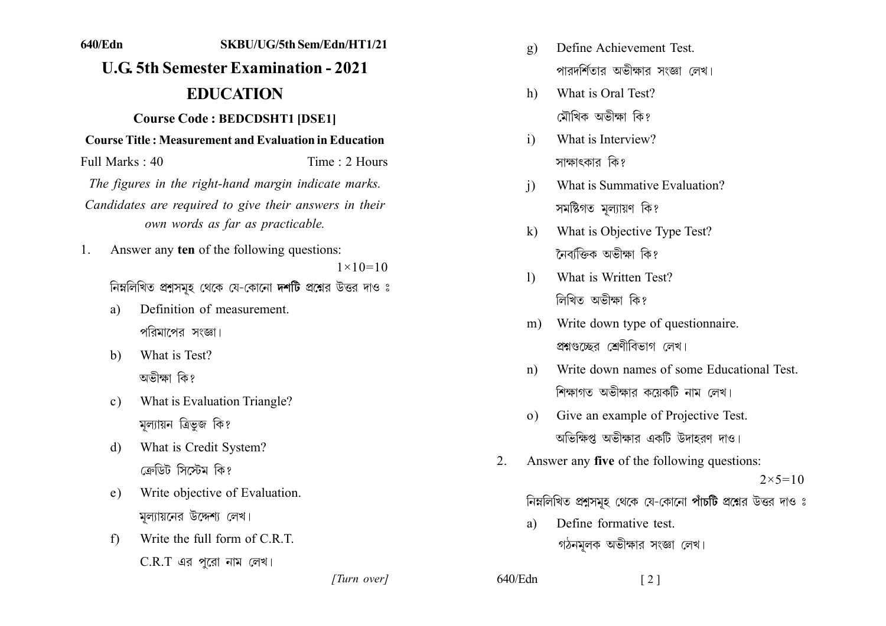640/Edn SKBU/UG/5th Sem/Edn/HT1/21

# U.G. 5th Semester Examination - 2021

# EDUCATION

**Course Code : BEDCDSHT1 [DSE1]**

**Course Title : Measurement and Evaluation in Education**

Full Marks : 40 Time : 2 Hours

*The figures in the right-hand margin indicate marks.*

*Candidates are required to give their answers in their own words as far as practicable.*

1. Answer any **ten** of the following questions: $1\times10=10$

   নিম্নলিখিত প্রশ্নসমূহ থেকে যে-কোনো **দশটি** প্রশ্নের উত্তর দাও ঃ

   a) Definition of measurement.
      পরিমাপের সংজ্ঞা।

   b) What is Test?
      অভীক্ষা কি?

   c) What is Evaluation Triangle?
      মূল্যায়ন ত্রিভুজ কি?

   d) What is Credit System?
      ক্রেডিট সিস্টেম কি?

   e) Write objective of Evaluation.
      মূল্যায়নের উদ্দেশ্য লেখ।

   f) Write the full form of C.R.T.
      C.R.T এর পুরো নাম লেখ।

   g) Define Achievement Test.
      পারদর্শিতার অভীক্ষার সংজ্ঞা লেখ।

   h) What is Oral Test?
      মৌখিক অভীক্ষা কি?

   i) What is Interview?
      সাক্ষাৎকার কি?

   j) What is Summative Evaluation?
      সমষ্টিগত মূল্যায়ণ কি?

   k) What is Objective Type Test?
      নৈর্ব্যক্তিক অভীক্ষা কি?

   l) What is Written Test?
      লিখিত অভীক্ষা কি?

   m) Write down type of questionnaire.
      প্রশ্নগুচ্ছের শ্রেণীবিভাগ লেখ।

   n) Write down names of some Educational Test.
      শিক্ষাগত অভীক্ষার কয়েকটি নাম লেখ।

   o) Give an example of Projective Test.
      অভিক্ষিপ্ত অভীক্ষার একটি উদাহরণ দাও।

2. Answer any **five** of the following questions: $2\times5=10$

   নিম্নলিখিত প্রশ্নসমূহ থেকে যে-কোনো **পাঁচটি** প্রশ্নের উত্তর দাও ঃ

   a) Define formative test.
      গঠনমূলক অভীক্ষার সংজ্ঞা লেখ।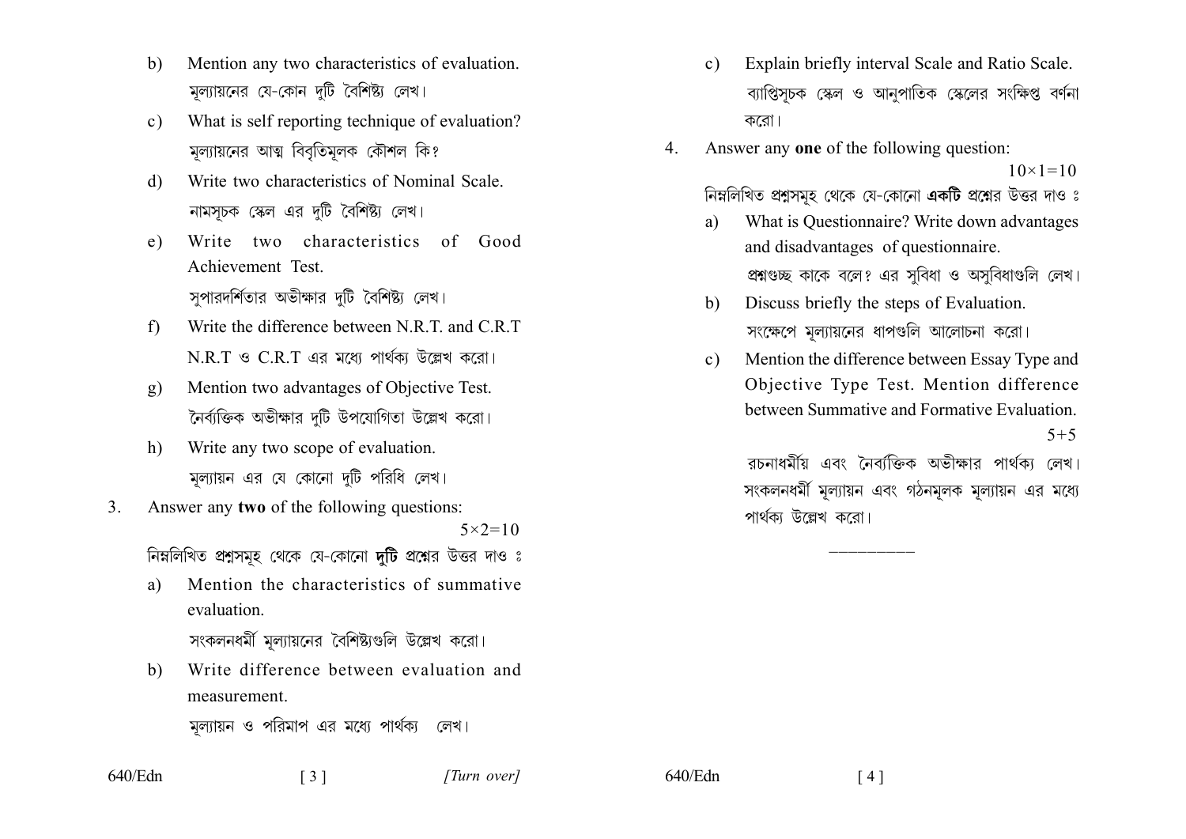b) Mention any two characteristics of evaluation.
মূল্যায়নের যে-কোন দুটি বৈশিষ্ট্য লেখ।

c) What is self reporting technique of evaluation?
মূল্যায়নের আত্ম বিবৃতিমূলক কৌশল কি?

d) Write two characteristics of Nominal Scale.
নামসূচক স্কেল এর দুটি বৈশিষ্ট্য লেখ।

e) Write two characteristics of Good Achievement Test.
সুপারদর্শিতার অভীক্ষার দুটি বৈশিষ্ট্য লেখ।

f) Write the difference between N.R.T. and C.R.T
N.R.T ও C.R.T এর মধ্যে পার্থক্য উল্লেখ করো।

g) Mention two advantages of Objective Test.
নৈর্ব্যক্তিক অভীক্ষার দুটি উপযোগিতা উল্লেখ করো।

h) Write any two scope of evaluation.
মূল্যায়ন এর যে কোনো দুটি পরিধি লেখ।

3. Answer any **two** of the following questions: $5\times2=10$

নিম্নলিখিত প্রশ্নসমূহ থেকে যে-কোনো **দুটি** প্রশ্নের উত্তর দাও ঃ

a) Mention the characteristics of summative evaluation.
সংকলনধর্মী মূল্যায়নের বৈশিষ্ট্যগুলি উল্লেখ করো।

b) Write difference between evaluation and measurement.
মূল্যায়ন ও পরিমাপ এর মধ্যে পার্থক্য লেখ।

c) Explain briefly interval Scale and Ratio Scale.
ব্যাপ্তিসূচক স্কেল ও আনুপাতিক স্কেলের সংক্ষিপ্ত বর্ণনা করো।

4. Answer any **one** of the following question: $10\times1=10$

নিম্নলিখিত প্রশ্নসমূহ থেকে যে-কোনো **একটি** প্রশ্নের উত্তর দাও ঃ

a) What is Questionnaire? Write down advantages and disadvantages of questionnaire.
প্রশ্নগুচ্ছ কাকে বলে? এর সুবিধা ও অসুবিধাগুলি লেখ।

b) Discuss briefly the steps of Evaluation.
সংক্ষেপে মূল্যায়নের ধাপগুলি আলোচনা করো।

c) Mention the difference between Essay Type and Objective Type Test. Mention difference between Summative and Formative Evaluation. $5+5$

রচনাধর্মীয় এবং নৈর্ব্যক্তিক অভীক্ষার পার্থক্য লেখ। সংকলনধর্মী মূল্যায়ন এবং গঠনমূলক মূল্যায়ন এর মধ্যে পার্থক্য উল্লেখ করো।

——————